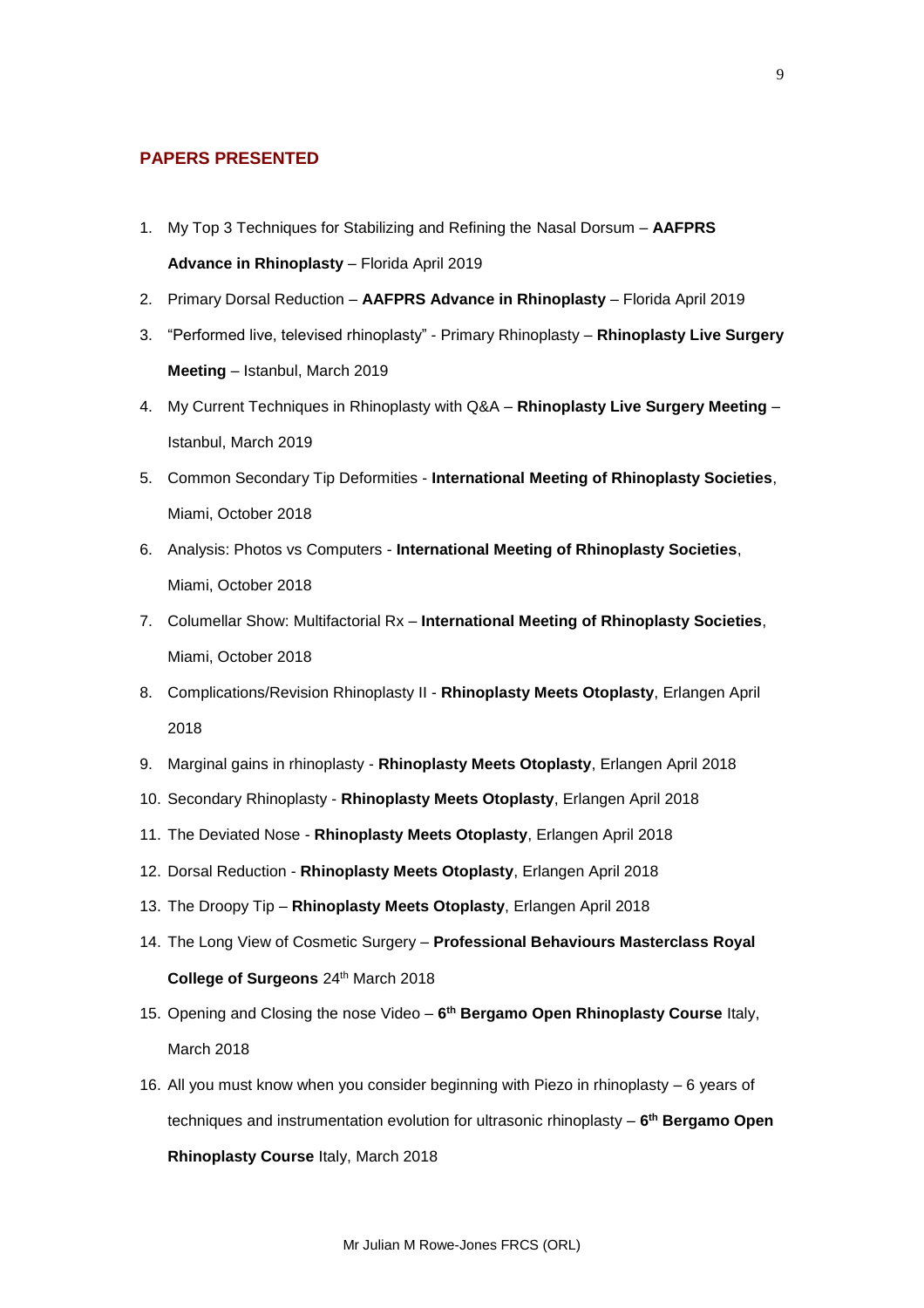## PAPERS PRESENTED

1. My Top 3 Techniques for Stabilizing and Refining the Nasal Dorsum – **AAFPRS Advance in Rhinoplasty** – Florida April 2019
2. Primary Dorsal Reduction – **AAFPRS Advance in Rhinoplasty** – Florida April 2019
3. "Performed live, televised rhinoplasty" - Primary Rhinoplasty – **Rhinoplasty Live Surgery Meeting** – Istanbul, March 2019
4. My Current Techniques in Rhinoplasty with Q&A – **Rhinoplasty Live Surgery Meeting** – Istanbul, March 2019
5. Common Secondary Tip Deformities - **International Meeting of Rhinoplasty Societies**, Miami, October 2018
6. Analysis: Photos vs Computers - **International Meeting of Rhinoplasty Societies**, Miami, October 2018
7. Columellar Show: Multifactorial Rx – **International Meeting of Rhinoplasty Societies**, Miami, October 2018
8. Complications/Revision Rhinoplasty II - **Rhinoplasty Meets Otoplasty**, Erlangen April 2018
9. Marginal gains in rhinoplasty - **Rhinoplasty Meets Otoplasty**, Erlangen April 2018
10. Secondary Rhinoplasty - **Rhinoplasty Meets Otoplasty**, Erlangen April 2018
11. The Deviated Nose - **Rhinoplasty Meets Otoplasty**, Erlangen April 2018
12. Dorsal Reduction - **Rhinoplasty Meets Otoplasty**, Erlangen April 2018
13. The Droopy Tip – **Rhinoplasty Meets Otoplasty**, Erlangen April 2018
14. The Long View of Cosmetic Surgery – **Professional Behaviours Masterclass Royal College of Surgeons** 24th March 2018
15. Opening and Closing the nose Video – **6th Bergamo Open Rhinoplasty Course** Italy, March 2018
16. All you must know when you consider beginning with Piezo in rhinoplasty – 6 years of techniques and instrumentation evolution for ultrasonic rhinoplasty – **6th Bergamo Open Rhinoplasty Course** Italy, March 2018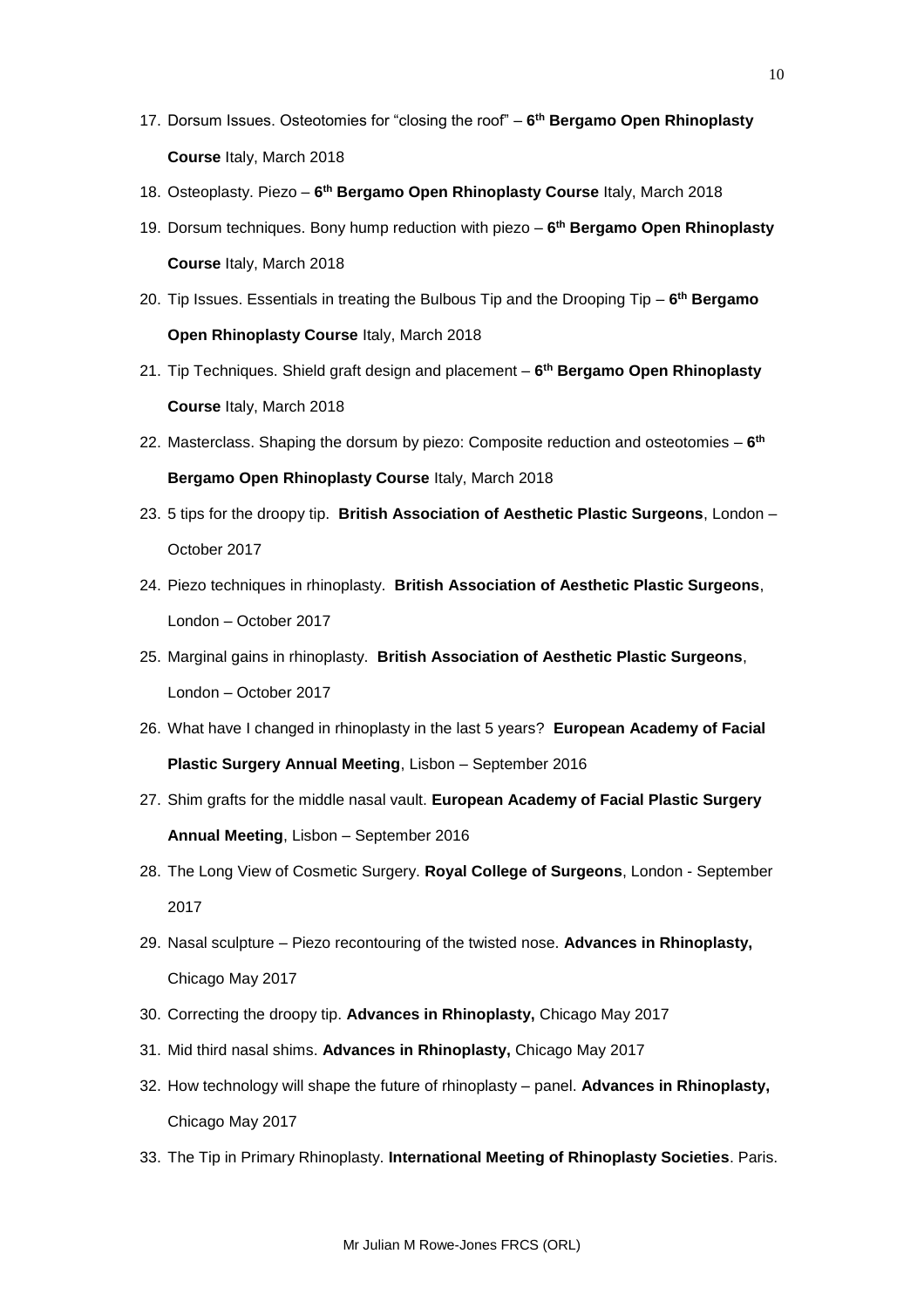17. Dorsum Issues. Osteotomies for "closing the roof" – **6th Bergamo Open Rhinoplasty Course** Italy, March 2018
18. Osteoplasty. Piezo – **6th Bergamo Open Rhinoplasty Course** Italy, March 2018
19. Dorsum techniques. Bony hump reduction with piezo – **6th Bergamo Open Rhinoplasty Course** Italy, March 2018
20. Tip Issues. Essentials in treating the Bulbous Tip and the Drooping Tip – **6th Bergamo Open Rhinoplasty Course** Italy, March 2018
21. Tip Techniques. Shield graft design and placement – **6th Bergamo Open Rhinoplasty Course** Italy, March 2018
22. Masterclass. Shaping the dorsum by piezo: Composite reduction and osteotomies – **6th Bergamo Open Rhinoplasty Course** Italy, March 2018
23. 5 tips for the droopy tip. **British Association of Aesthetic Plastic Surgeons**, London – October 2017
24. Piezo techniques in rhinoplasty. **British Association of Aesthetic Plastic Surgeons**, London – October 2017
25. Marginal gains in rhinoplasty. **British Association of Aesthetic Plastic Surgeons**, London – October 2017
26. What have I changed in rhinoplasty in the last 5 years? **European Academy of Facial Plastic Surgery Annual Meeting**, Lisbon – September 2016
27. Shim grafts for the middle nasal vault. **European Academy of Facial Plastic Surgery Annual Meeting**, Lisbon – September 2016
28. The Long View of Cosmetic Surgery. **Royal College of Surgeons**, London - September 2017
29. Nasal sculpture – Piezo recontouring of the twisted nose. **Advances in Rhinoplasty,** Chicago May 2017
30. Correcting the droopy tip. **Advances in Rhinoplasty,** Chicago May 2017
31. Mid third nasal shims. **Advances in Rhinoplasty,** Chicago May 2017
32. How technology will shape the future of rhinoplasty – panel. **Advances in Rhinoplasty,** Chicago May 2017
33. The Tip in Primary Rhinoplasty. **International Meeting of Rhinoplasty Societies**. Paris.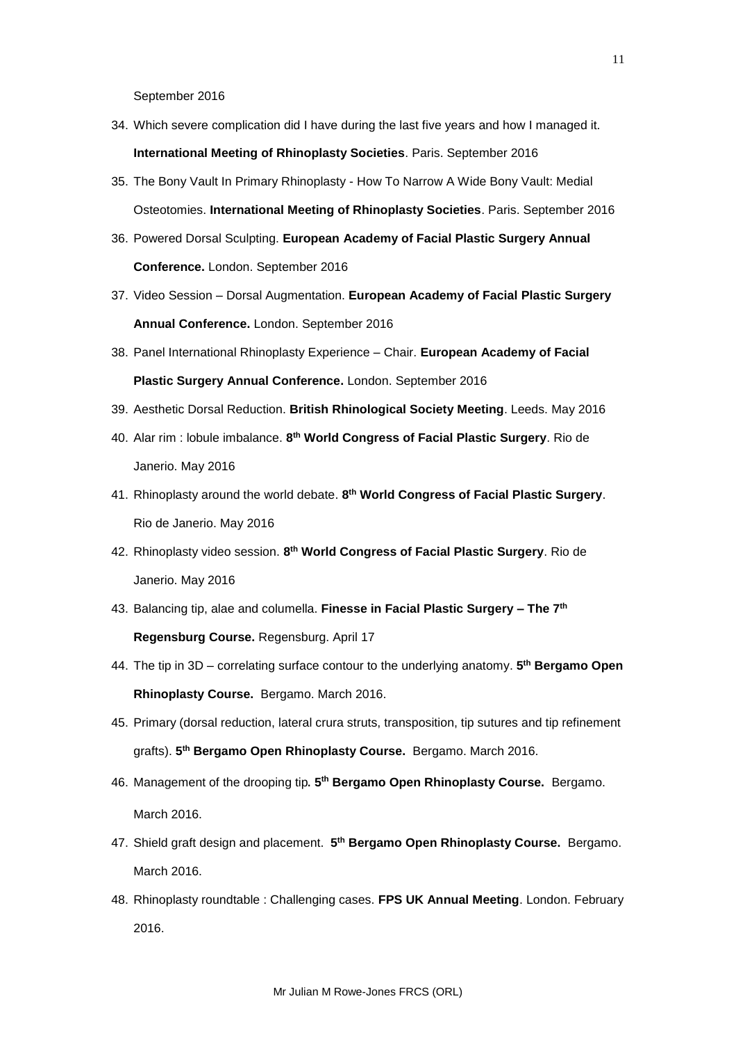September 2016

34. Which severe complication did I have during the last five years and how I managed it. **International Meeting of Rhinoplasty Societies**. Paris. September 2016
35. The Bony Vault In Primary Rhinoplasty - How To Narrow A Wide Bony Vault: Medial Osteotomies. **International Meeting of Rhinoplasty Societies**. Paris. September 2016
36. Powered Dorsal Sculpting. **European Academy of Facial Plastic Surgery Annual Conference.** London. September 2016
37. Video Session – Dorsal Augmentation. **European Academy of Facial Plastic Surgery Annual Conference.** London. September 2016
38. Panel International Rhinoplasty Experience – Chair. **European Academy of Facial Plastic Surgery Annual Conference.** London. September 2016
39. Aesthetic Dorsal Reduction. **British Rhinological Society Meeting**. Leeds. May 2016
40. Alar rim : lobule imbalance. **8th World Congress of Facial Plastic Surgery**. Rio de Janerio. May 2016
41. Rhinoplasty around the world debate. **8th World Congress of Facial Plastic Surgery**. Rio de Janerio. May 2016
42. Rhinoplasty video session. **8th World Congress of Facial Plastic Surgery**. Rio de Janerio. May 2016
43. Balancing tip, alae and columella. **Finesse in Facial Plastic Surgery – The 7th Regensburg Course.** Regensburg. April 17
44. The tip in 3D – correlating surface contour to the underlying anatomy. **5th Bergamo Open Rhinoplasty Course.** Bergamo. March 2016.
45. Primary (dorsal reduction, lateral crura struts, transposition, tip sutures and tip refinement grafts). **5th Bergamo Open Rhinoplasty Course.** Bergamo. March 2016.
46. Management of the drooping tip**. 5th Bergamo Open Rhinoplasty Course.** Bergamo. March 2016.
47. Shield graft design and placement. **5th Bergamo Open Rhinoplasty Course.** Bergamo. March 2016.
48. Rhinoplasty roundtable : Challenging cases. **FPS UK Annual Meeting**. London. February 2016.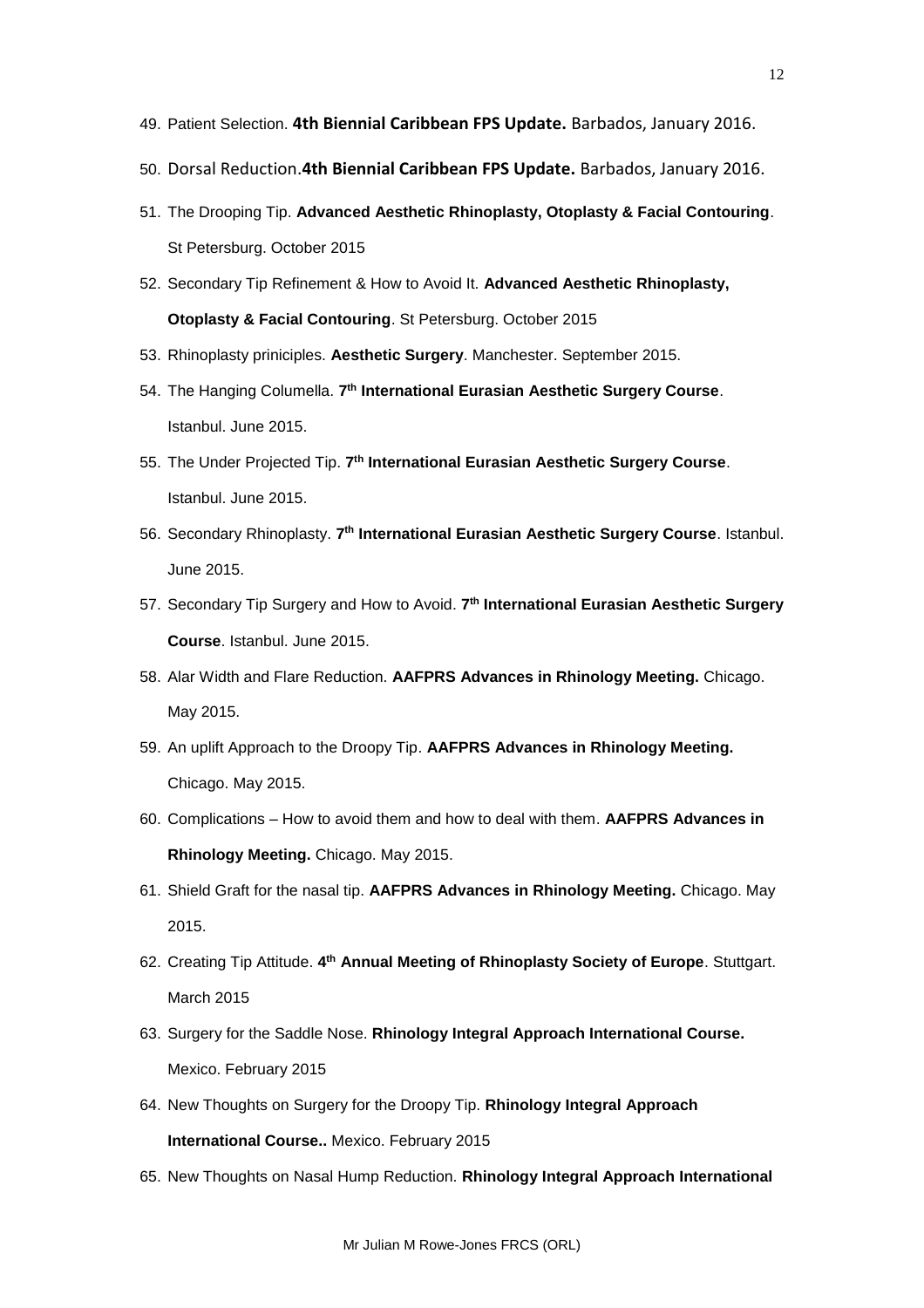49. Patient Selection. **4th Biennial Caribbean FPS Update.** Barbados, January 2016.
50. Dorsal Reduction.**4th Biennial Caribbean FPS Update.** Barbados, January 2016.
51. The Drooping Tip. **Advanced Aesthetic Rhinoplasty, Otoplasty & Facial Contouring**. St Petersburg. October 2015
52. Secondary Tip Refinement & How to Avoid It. **Advanced Aesthetic Rhinoplasty, Otoplasty & Facial Contouring**. St Petersburg. October 2015
53. Rhinoplasty priniciples. **Aesthetic Surgery**. Manchester. September 2015.
54. The Hanging Columella. **7th International Eurasian Aesthetic Surgery Course**. Istanbul. June 2015.
55. The Under Projected Tip. **7th International Eurasian Aesthetic Surgery Course**. Istanbul. June 2015.
56. Secondary Rhinoplasty. **7th International Eurasian Aesthetic Surgery Course**. Istanbul. June 2015.
57. Secondary Tip Surgery and How to Avoid. **7th International Eurasian Aesthetic Surgery Course**. Istanbul. June 2015.
58. Alar Width and Flare Reduction. **AAFPRS Advances in Rhinology Meeting.** Chicago. May 2015.
59. An uplift Approach to the Droopy Tip. **AAFPRS Advances in Rhinology Meeting.** Chicago. May 2015.
60. Complications – How to avoid them and how to deal with them. **AAFPRS Advances in Rhinology Meeting.** Chicago. May 2015.
61. Shield Graft for the nasal tip. **AAFPRS Advances in Rhinology Meeting.** Chicago. May 2015.
62. Creating Tip Attitude. **4th Annual Meeting of Rhinoplasty Society of Europe**. Stuttgart. March 2015
63. Surgery for the Saddle Nose. **Rhinology Integral Approach International Course.** Mexico. February 2015
64. New Thoughts on Surgery for the Droopy Tip. **Rhinology Integral Approach International Course..** Mexico. February 2015
65. New Thoughts on Nasal Hump Reduction. **Rhinology Integral Approach International**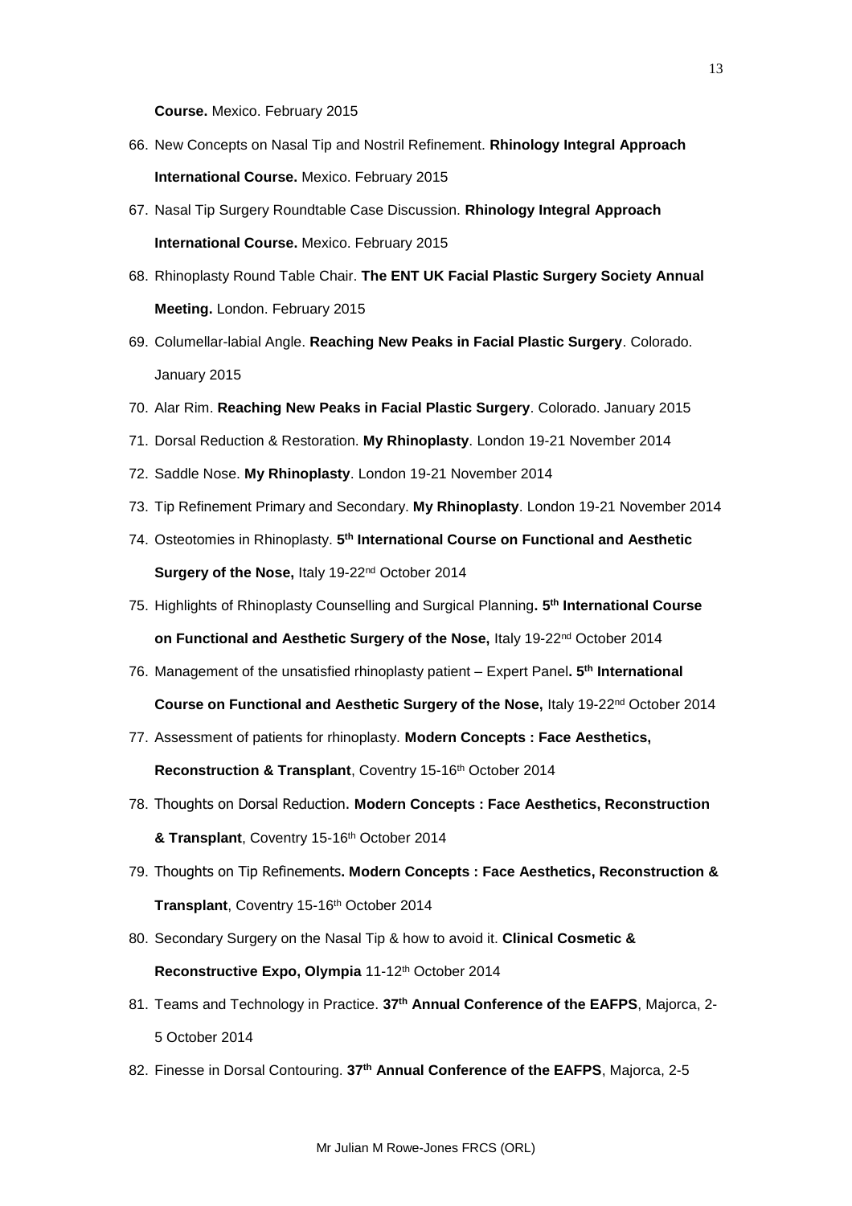**Course.** Mexico. February 2015

66. New Concepts on Nasal Tip and Nostril Refinement. **Rhinology Integral Approach International Course.** Mexico. February 2015
67. Nasal Tip Surgery Roundtable Case Discussion. **Rhinology Integral Approach International Course.** Mexico. February 2015
68. Rhinoplasty Round Table Chair. **The ENT UK Facial Plastic Surgery Society Annual Meeting.** London. February 2015
69. Columellar-labial Angle. **Reaching New Peaks in Facial Plastic Surgery**. Colorado. January 2015
70. Alar Rim. **Reaching New Peaks in Facial Plastic Surgery**. Colorado. January 2015
71. Dorsal Reduction & Restoration. **My Rhinoplasty**. London 19-21 November 2014
72. Saddle Nose. **My Rhinoplasty**. London 19-21 November 2014
73. Tip Refinement Primary and Secondary. **My Rhinoplasty**. London 19-21 November 2014
74. Osteotomies in Rhinoplasty. **5th International Course on Functional and Aesthetic Surgery of the Nose,** Italy 19-22nd October 2014
75. Highlights of Rhinoplasty Counselling and Surgical Planning**. 5th International Course on Functional and Aesthetic Surgery of the Nose,** Italy 19-22nd October 2014
76. Management of the unsatisfied rhinoplasty patient – Expert Panel**. 5th International Course on Functional and Aesthetic Surgery of the Nose,** Italy 19-22nd October 2014
77. Assessment of patients for rhinoplasty. **Modern Concepts : Face Aesthetics, Reconstruction & Transplant**, Coventry 15-16th October 2014
78. Thoughts on Dorsal Reduction. **Modern Concepts : Face Aesthetics, Reconstruction & Transplant**, Coventry 15-16th October 2014
79. Thoughts on Tip Refinements**. Modern Concepts : Face Aesthetics, Reconstruction & Transplant**, Coventry 15-16th October 2014
80. Secondary Surgery on the Nasal Tip & how to avoid it. **Clinical Cosmetic & Reconstructive Expo, Olympia** 11-12th October 2014
81. Teams and Technology in Practice. **37th Annual Conference of the EAFPS**, Majorca, 2-5 October 2014
82. Finesse in Dorsal Contouring. **37th Annual Conference of the EAFPS**, Majorca, 2-5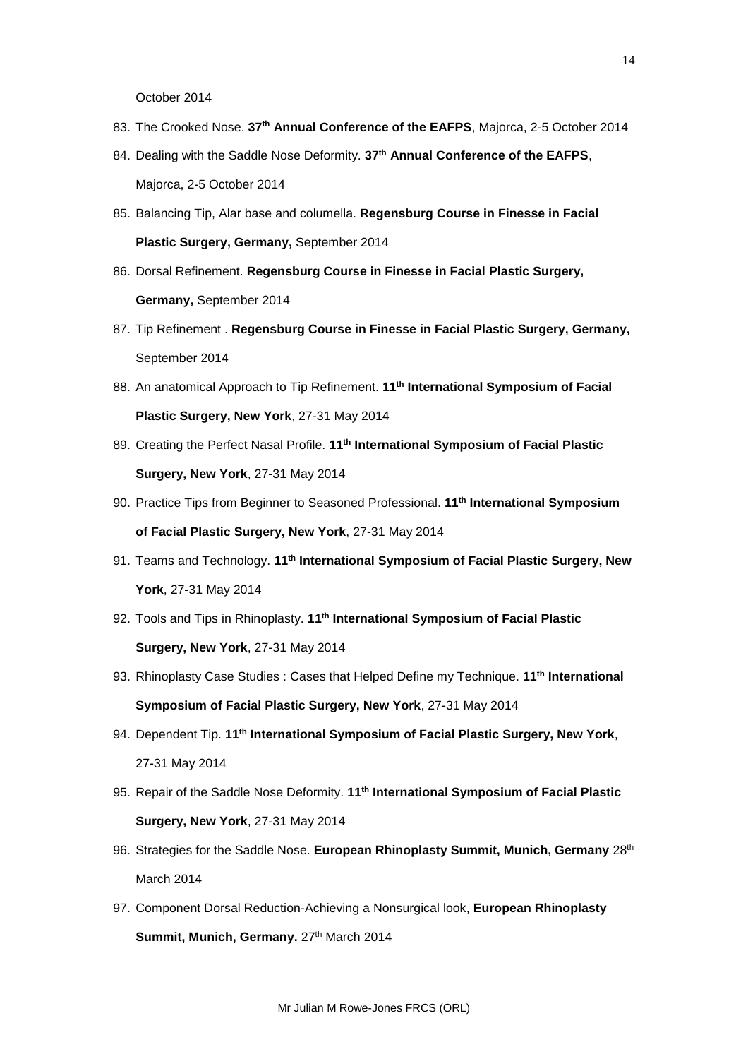October 2014

83. The Crooked Nose. **37th Annual Conference of the EAFPS**, Majorca, 2-5 October 2014
84. Dealing with the Saddle Nose Deformity. **37th Annual Conference of the EAFPS**, Majorca, 2-5 October 2014
85. Balancing Tip, Alar base and columella. **Regensburg Course in Finesse in Facial Plastic Surgery, Germany,** September 2014
86. Dorsal Refinement. **Regensburg Course in Finesse in Facial Plastic Surgery, Germany,** September 2014
87. Tip Refinement . **Regensburg Course in Finesse in Facial Plastic Surgery, Germany,** September 2014
88. An anatomical Approach to Tip Refinement. **11th International Symposium of Facial Plastic Surgery, New York**, 27-31 May 2014
89. Creating the Perfect Nasal Profile. **11th International Symposium of Facial Plastic Surgery, New York**, 27-31 May 2014
90. Practice Tips from Beginner to Seasoned Professional. **11th International Symposium of Facial Plastic Surgery, New York**, 27-31 May 2014
91. Teams and Technology. **11th International Symposium of Facial Plastic Surgery, New York**, 27-31 May 2014
92. Tools and Tips in Rhinoplasty. **11th International Symposium of Facial Plastic Surgery, New York**, 27-31 May 2014
93. Rhinoplasty Case Studies : Cases that Helped Define my Technique. **11th International Symposium of Facial Plastic Surgery, New York**, 27-31 May 2014
94. Dependent Tip. **11th International Symposium of Facial Plastic Surgery, New York**, 27-31 May 2014
95. Repair of the Saddle Nose Deformity. **11th International Symposium of Facial Plastic Surgery, New York**, 27-31 May 2014
96. Strategies for the Saddle Nose. **European Rhinoplasty Summit, Munich, Germany** 28th March 2014
97. Component Dorsal Reduction-Achieving a Nonsurgical look, **European Rhinoplasty Summit, Munich, Germany.** 27th March 2014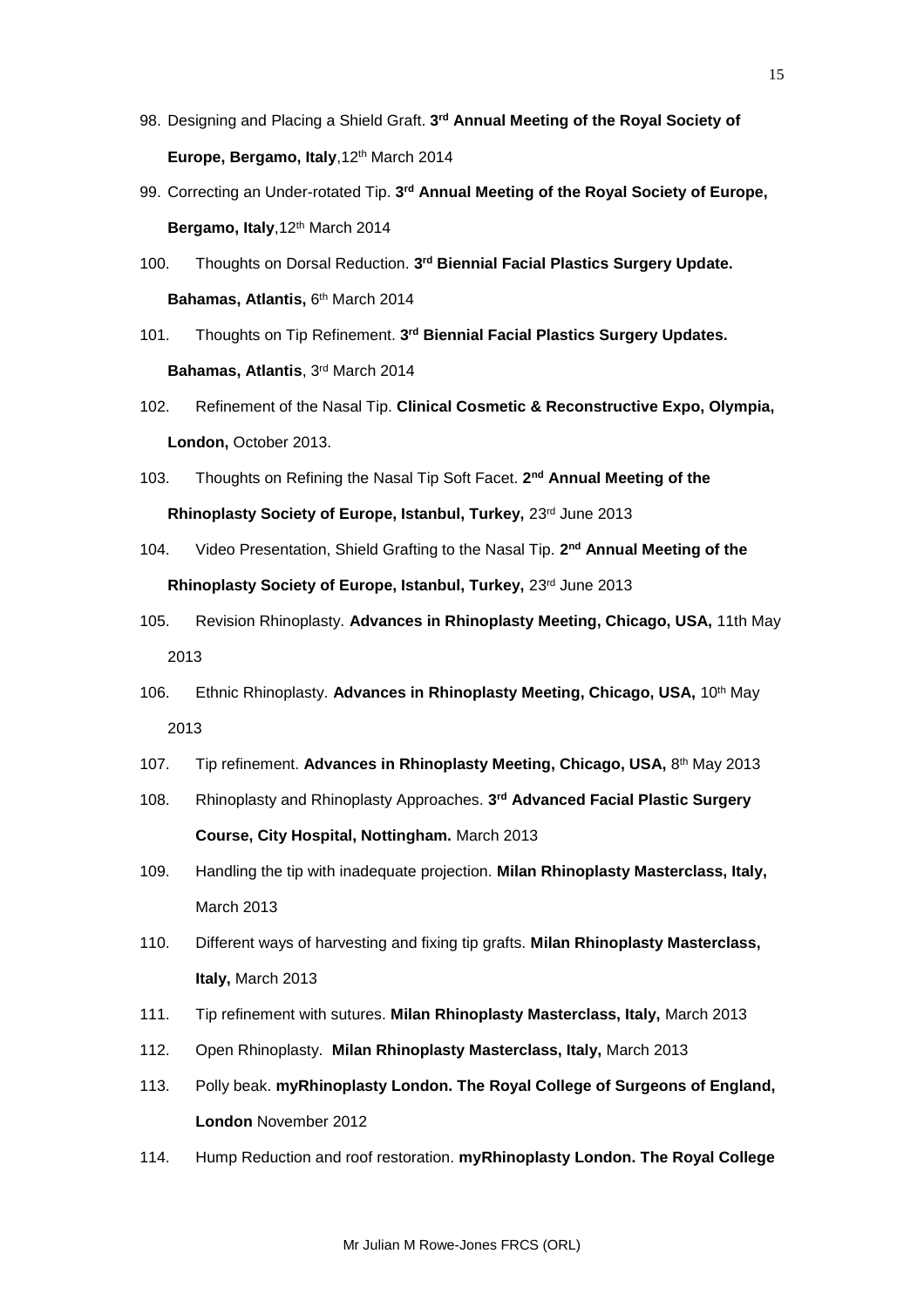98. Designing and Placing a Shield Graft. **3rd Annual Meeting of the Royal Society of Europe, Bergamo, Italy**,12th March 2014
99. Correcting an Under-rotated Tip. **3rd Annual Meeting of the Royal Society of Europe, Bergamo, Italy**,12th March 2014
100. Thoughts on Dorsal Reduction. **3rd Biennial Facial Plastics Surgery Update. Bahamas, Atlantis,** 6th March 2014
101. Thoughts on Tip Refinement. **3rd Biennial Facial Plastics Surgery Updates. Bahamas, Atlantis**, 3rd March 2014
102. Refinement of the Nasal Tip. **Clinical Cosmetic & Reconstructive Expo, Olympia, London,** October 2013.
103. Thoughts on Refining the Nasal Tip Soft Facet. **2nd Annual Meeting of the Rhinoplasty Society of Europe, Istanbul, Turkey,** 23rd June 2013
104. Video Presentation, Shield Grafting to the Nasal Tip. **2nd Annual Meeting of the Rhinoplasty Society of Europe, Istanbul, Turkey,** 23rd June 2013
105. Revision Rhinoplasty. **Advances in Rhinoplasty Meeting, Chicago, USA,** 11th May 2013
106. Ethnic Rhinoplasty. **Advances in Rhinoplasty Meeting, Chicago, USA,** 10th May 2013
107. Tip refinement. **Advances in Rhinoplasty Meeting, Chicago, USA,** 8th May 2013
108. Rhinoplasty and Rhinoplasty Approaches. **3rd Advanced Facial Plastic Surgery Course, City Hospital, Nottingham.** March 2013
109. Handling the tip with inadequate projection. **Milan Rhinoplasty Masterclass, Italy,** March 2013
110. Different ways of harvesting and fixing tip grafts. **Milan Rhinoplasty Masterclass, Italy,** March 2013
111. Tip refinement with sutures. **Milan Rhinoplasty Masterclass, Italy,** March 2013
112. Open Rhinoplasty. **Milan Rhinoplasty Masterclass, Italy,** March 2013
113. Polly beak. **myRhinoplasty London. The Royal College of Surgeons of England, London** November 2012
114. Hump Reduction and roof restoration. **myRhinoplasty London. The Royal College**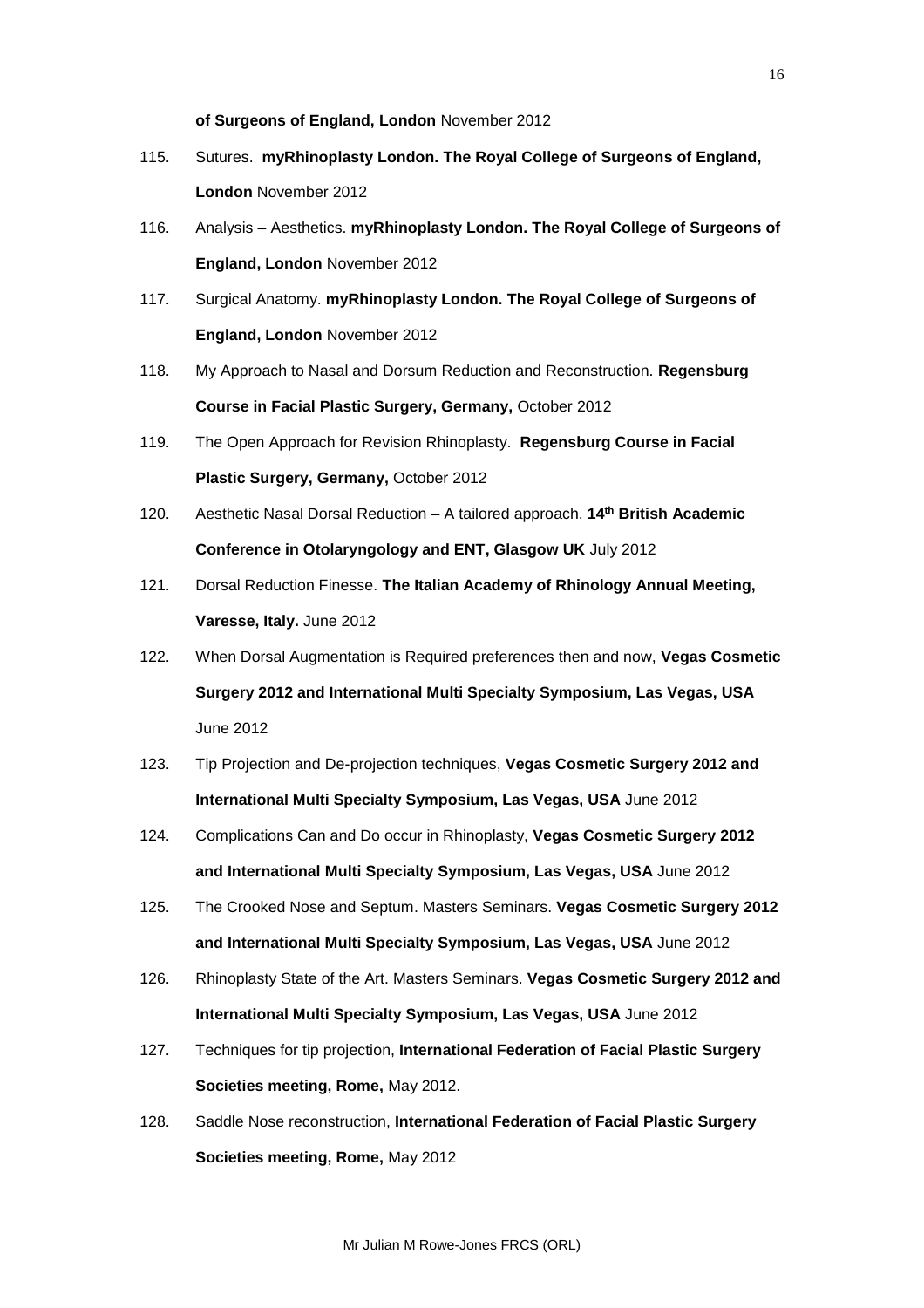**of Surgeons of England, London** November 2012

115. Sutures. **myRhinoplasty London. The Royal College of Surgeons of England, London** November 2012
116. Analysis – Aesthetics. **myRhinoplasty London. The Royal College of Surgeons of England, London** November 2012
117. Surgical Anatomy. **myRhinoplasty London. The Royal College of Surgeons of England, London** November 2012
118. My Approach to Nasal and Dorsum Reduction and Reconstruction. **Regensburg Course in Facial Plastic Surgery, Germany,** October 2012
119. The Open Approach for Revision Rhinoplasty. **Regensburg Course in Facial Plastic Surgery, Germany,** October 2012
120. Aesthetic Nasal Dorsal Reduction – A tailored approach. **14th British Academic Conference in Otolaryngology and ENT, Glasgow UK** July 2012
121. Dorsal Reduction Finesse. **The Italian Academy of Rhinology Annual Meeting, Varesse, Italy.** June 2012
122. When Dorsal Augmentation is Required preferences then and now, **Vegas Cosmetic Surgery 2012 and International Multi Specialty Symposium, Las Vegas, USA** June 2012
123. Tip Projection and De-projection techniques, **Vegas Cosmetic Surgery 2012 and International Multi Specialty Symposium, Las Vegas, USA** June 2012
124. Complications Can and Do occur in Rhinoplasty, **Vegas Cosmetic Surgery 2012 and International Multi Specialty Symposium, Las Vegas, USA** June 2012
125. The Crooked Nose and Septum. Masters Seminars. **Vegas Cosmetic Surgery 2012 and International Multi Specialty Symposium, Las Vegas, USA** June 2012
126. Rhinoplasty State of the Art. Masters Seminars. **Vegas Cosmetic Surgery 2012 and International Multi Specialty Symposium, Las Vegas, USA** June 2012
127. Techniques for tip projection, **International Federation of Facial Plastic Surgery Societies meeting, Rome,** May 2012.
128. Saddle Nose reconstruction, **International Federation of Facial Plastic Surgery Societies meeting, Rome,** May 2012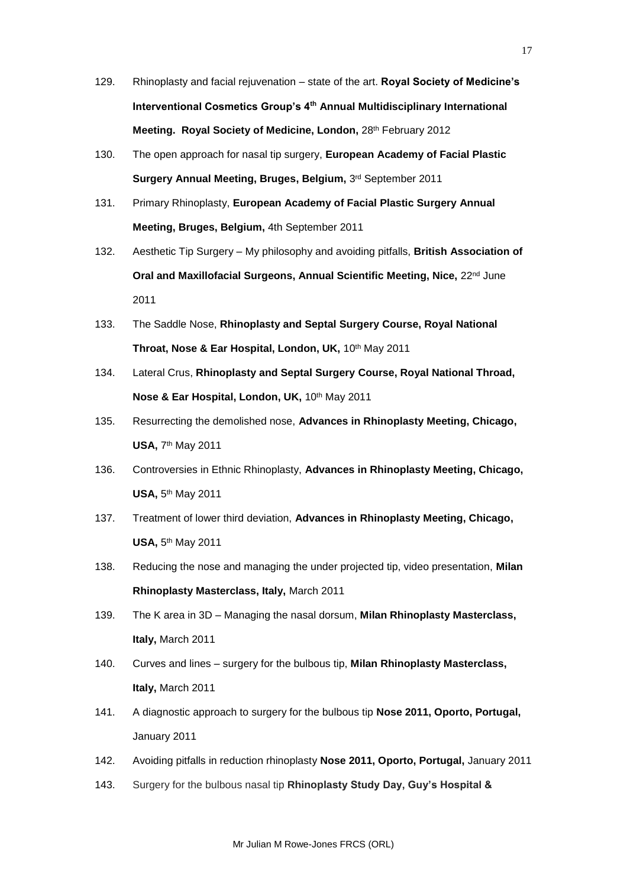129. Rhinoplasty and facial rejuvenation – state of the art. **Royal Society of Medicine's Interventional Cosmetics Group's 4th Annual Multidisciplinary International Meeting. Royal Society of Medicine, London,** 28th February 2012
130. The open approach for nasal tip surgery, **European Academy of Facial Plastic Surgery Annual Meeting, Bruges, Belgium,** 3rd September 2011
131. Primary Rhinoplasty, **European Academy of Facial Plastic Surgery Annual Meeting, Bruges, Belgium,** 4th September 2011
132. Aesthetic Tip Surgery – My philosophy and avoiding pitfalls, **British Association of Oral and Maxillofacial Surgeons, Annual Scientific Meeting, Nice,** 22nd June 2011
133. The Saddle Nose, **Rhinoplasty and Septal Surgery Course, Royal National Throat, Nose & Ear Hospital, London, UK,** 10th May 2011
134. Lateral Crus, **Rhinoplasty and Septal Surgery Course, Royal National Throad, Nose & Ear Hospital, London, UK,** 10th May 2011
135. Resurrecting the demolished nose, **Advances in Rhinoplasty Meeting, Chicago, USA,** 7th May 2011
136. Controversies in Ethnic Rhinoplasty, **Advances in Rhinoplasty Meeting, Chicago, USA,** 5th May 2011
137. Treatment of lower third deviation, **Advances in Rhinoplasty Meeting, Chicago, USA,** 5th May 2011
138. Reducing the nose and managing the under projected tip, video presentation, **Milan Rhinoplasty Masterclass, Italy,** March 2011
139. The K area in 3D – Managing the nasal dorsum, **Milan Rhinoplasty Masterclass, Italy,** March 2011
140. Curves and lines – surgery for the bulbous tip, **Milan Rhinoplasty Masterclass, Italy,** March 2011
141. A diagnostic approach to surgery for the bulbous tip **Nose 2011, Oporto, Portugal,** January 2011
142. Avoiding pitfalls in reduction rhinoplasty **Nose 2011, Oporto, Portugal,** January 2011
143. Surgery for the bulbous nasal tip **Rhinoplasty Study Day, Guy's Hospital &**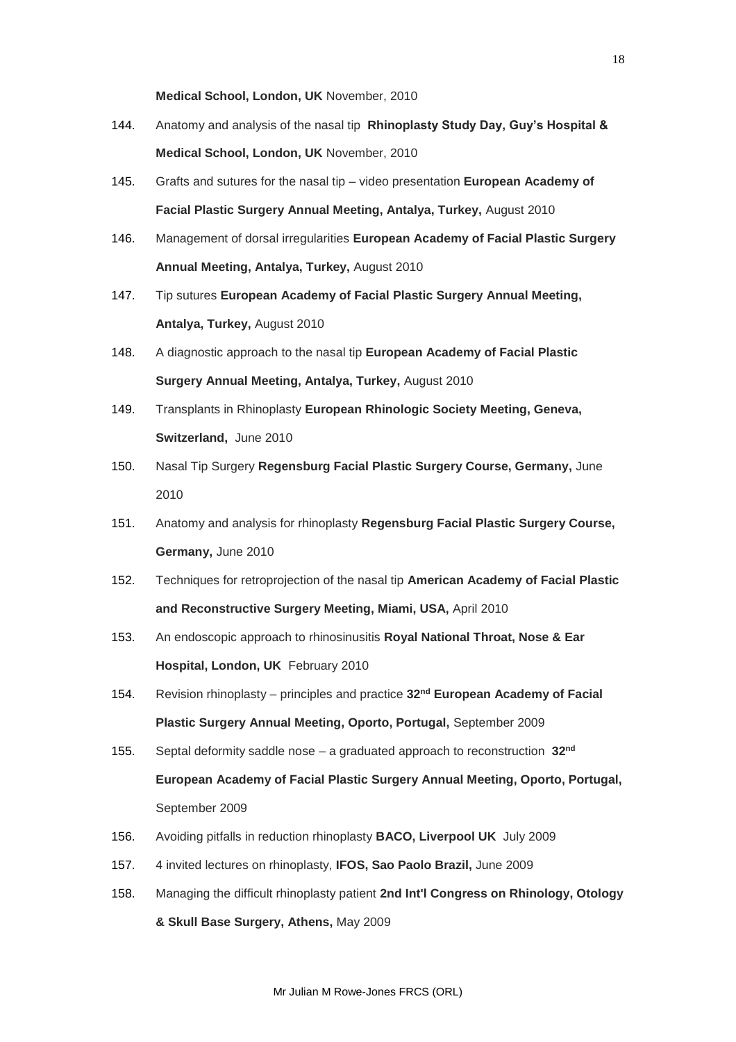**Medical School, London, UK** November, 2010

144. Anatomy and analysis of the nasal tip **Rhinoplasty Study Day, Guy's Hospital & Medical School, London, UK** November, 2010
145. Grafts and sutures for the nasal tip – video presentation **European Academy of Facial Plastic Surgery Annual Meeting, Antalya, Turkey,** August 2010
146. Management of dorsal irregularities **European Academy of Facial Plastic Surgery Annual Meeting, Antalya, Turkey,** August 2010
147. Tip sutures **European Academy of Facial Plastic Surgery Annual Meeting, Antalya, Turkey,** August 2010
148. A diagnostic approach to the nasal tip **European Academy of Facial Plastic Surgery Annual Meeting, Antalya, Turkey,** August 2010
149. Transplants in Rhinoplasty **European Rhinologic Society Meeting, Geneva, Switzerland,** June 2010
150. Nasal Tip Surgery **Regensburg Facial Plastic Surgery Course, Germany,** June 2010
151. Anatomy and analysis for rhinoplasty **Regensburg Facial Plastic Surgery Course, Germany,** June 2010
152. Techniques for retroprojection of the nasal tip **American Academy of Facial Plastic and Reconstructive Surgery Meeting, Miami, USA,** April 2010
153. An endoscopic approach to rhinosinusitis **Royal National Throat, Nose & Ear Hospital, London, UK** February 2010
154. Revision rhinoplasty – principles and practice **32nd European Academy of Facial Plastic Surgery Annual Meeting, Oporto, Portugal,** September 2009
155. Septal deformity saddle nose – a graduated approach to reconstruction **32nd European Academy of Facial Plastic Surgery Annual Meeting, Oporto, Portugal,** September 2009
156. Avoiding pitfalls in reduction rhinoplasty **BACO, Liverpool UK** July 2009
157. 4 invited lectures on rhinoplasty, **IFOS, Sao Paolo Brazil,** June 2009
158. Managing the difficult rhinoplasty patient **2nd Int'l Congress on Rhinology, Otology & Skull Base Surgery, Athens,** May 2009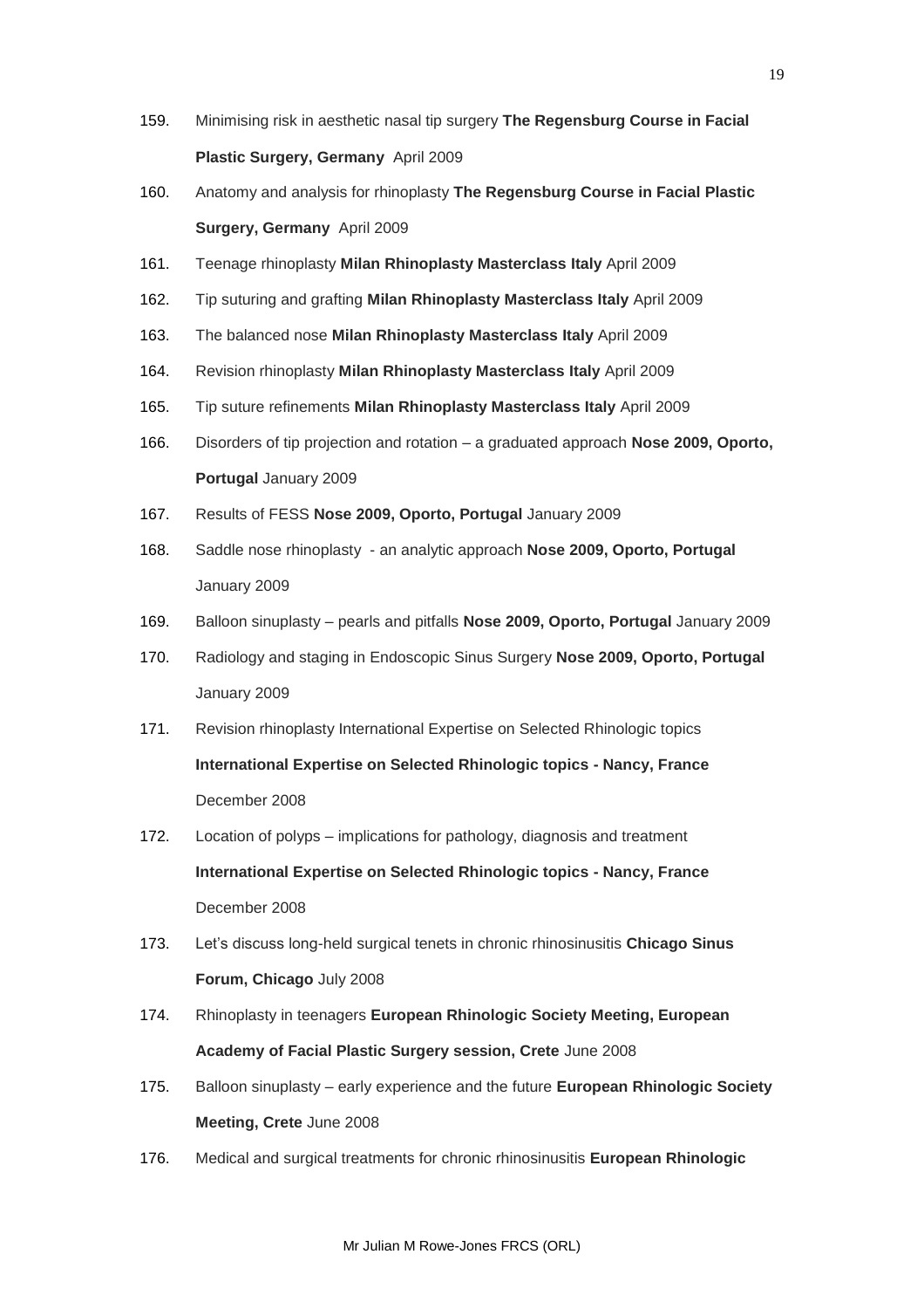159. Minimising risk in aesthetic nasal tip surgery **The Regensburg Course in Facial Plastic Surgery, Germany** April 2009
160. Anatomy and analysis for rhinoplasty **The Regensburg Course in Facial Plastic Surgery, Germany** April 2009
161. Teenage rhinoplasty **Milan Rhinoplasty Masterclass Italy** April 2009
162. Tip suturing and grafting **Milan Rhinoplasty Masterclass Italy** April 2009
163. The balanced nose **Milan Rhinoplasty Masterclass Italy** April 2009
164. Revision rhinoplasty **Milan Rhinoplasty Masterclass Italy** April 2009
165. Tip suture refinements **Milan Rhinoplasty Masterclass Italy** April 2009
166. Disorders of tip projection and rotation – a graduated approach **Nose 2009, Oporto, Portugal** January 2009
167. Results of FESS **Nose 2009, Oporto, Portugal** January 2009
168. Saddle nose rhinoplasty - an analytic approach **Nose 2009, Oporto, Portugal** January 2009
169. Balloon sinuplasty – pearls and pitfalls **Nose 2009, Oporto, Portugal** January 2009
170. Radiology and staging in Endoscopic Sinus Surgery **Nose 2009, Oporto, Portugal** January 2009
171. Revision rhinoplasty International Expertise on Selected Rhinologic topics **International Expertise on Selected Rhinologic topics - Nancy, France** December 2008
172. Location of polyps – implications for pathology, diagnosis and treatment **International Expertise on Selected Rhinologic topics - Nancy, France** December 2008
173. Let's discuss long-held surgical tenets in chronic rhinosinusitis **Chicago Sinus Forum, Chicago** July 2008
174. Rhinoplasty in teenagers **European Rhinologic Society Meeting, European Academy of Facial Plastic Surgery session, Crete** June 2008
175. Balloon sinuplasty – early experience and the future **European Rhinologic Society Meeting, Crete** June 2008
176. Medical and surgical treatments for chronic rhinosinusitis **European Rhinologic**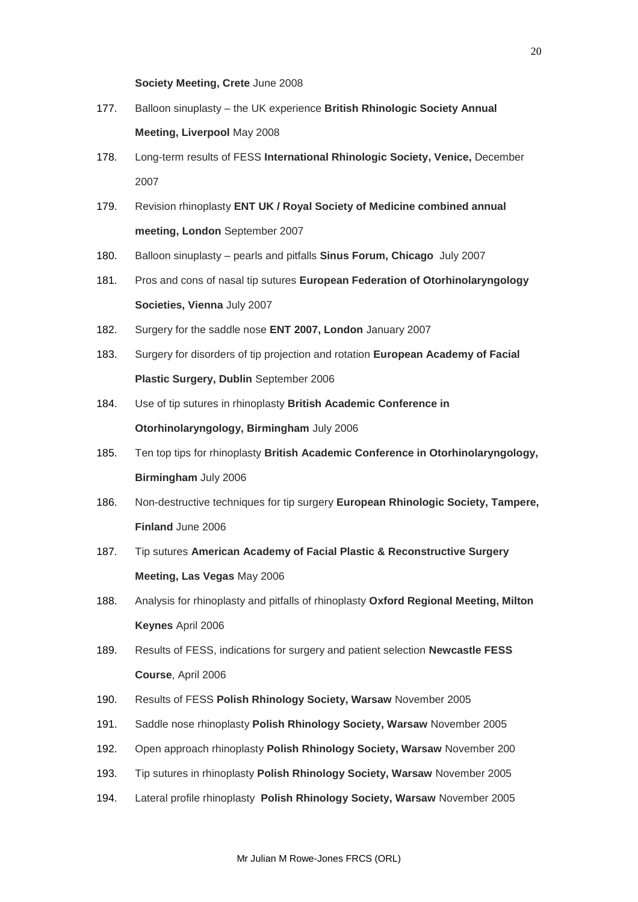**Society Meeting, Crete** June 2008

177. Balloon sinuplasty – the UK experience **British Rhinologic Society Annual Meeting, Liverpool** May 2008

178. Long-term results of FESS **International Rhinologic Society, Venice,** December 2007

179. Revision rhinoplasty **ENT UK / Royal Society of Medicine combined annual meeting, London** September 2007

180. Balloon sinuplasty – pearls and pitfalls **Sinus Forum, Chicago** July 2007

181. Pros and cons of nasal tip sutures **European Federation of Otorhinolaryngology Societies, Vienna** July 2007

182. Surgery for the saddle nose **ENT 2007, London** January 2007

183. Surgery for disorders of tip projection and rotation **European Academy of Facial Plastic Surgery, Dublin** September 2006

184. Use of tip sutures in rhinoplasty **British Academic Conference in Otorhinolaryngology, Birmingham** July 2006

185. Ten top tips for rhinoplasty **British Academic Conference in Otorhinolaryngology, Birmingham** July 2006

186. Non-destructive techniques for tip surgery **European Rhinologic Society, Tampere, Finland** June 2006

187. Tip sutures **American Academy of Facial Plastic & Reconstructive Surgery Meeting, Las Vegas** May 2006

188. Analysis for rhinoplasty and pitfalls of rhinoplasty **Oxford Regional Meeting, Milton Keynes** April 2006

189. Results of FESS, indications for surgery and patient selection **Newcastle FESS Course**, April 2006

190. Results of FESS **Polish Rhinology Society, Warsaw** November 2005

191. Saddle nose rhinoplasty **Polish Rhinology Society, Warsaw** November 2005

192. Open approach rhinoplasty **Polish Rhinology Society, Warsaw** November 200

193. Tip sutures in rhinoplasty **Polish Rhinology Society, Warsaw** November 2005

194. Lateral profile rhinoplasty **Polish Rhinology Society, Warsaw** November 2005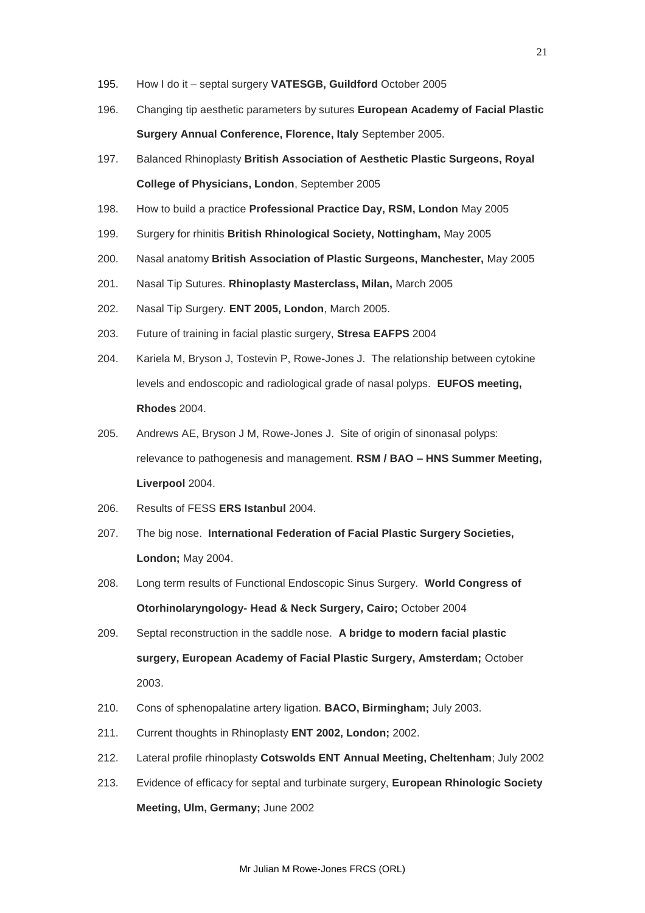195. How I do it – septal surgery **VATESGB, Guildford** October 2005

196. Changing tip aesthetic parameters by sutures **European Academy of Facial Plastic Surgery Annual Conference, Florence, Italy** September 2005.

197. Balanced Rhinoplasty **British Association of Aesthetic Plastic Surgeons, Royal College of Physicians, London**, September 2005

198. How to build a practice **Professional Practice Day, RSM, London** May 2005

199. Surgery for rhinitis **British Rhinological Society, Nottingham,** May 2005

200. Nasal anatomy **British Association of Plastic Surgeons, Manchester,** May 2005

201. Nasal Tip Sutures. **Rhinoplasty Masterclass, Milan,** March 2005

202. Nasal Tip Surgery. **ENT 2005, London**, March 2005.

203. Future of training in facial plastic surgery, **Stresa EAFPS** 2004

204. Kariela M, Bryson J, Tostevin P, Rowe-Jones J. The relationship between cytokine levels and endoscopic and radiological grade of nasal polyps. **EUFOS meeting, Rhodes** 2004.

205. Andrews AE, Bryson J M, Rowe-Jones J. Site of origin of sinonasal polyps: relevance to pathogenesis and management. **RSM / BAO – HNS Summer Meeting, Liverpool** 2004.

206. Results of FESS **ERS Istanbul** 2004.

207. The big nose. **International Federation of Facial Plastic Surgery Societies, London;** May 2004.

208. Long term results of Functional Endoscopic Sinus Surgery. **World Congress of Otorhinolaryngology- Head & Neck Surgery, Cairo;** October 2004

209. Septal reconstruction in the saddle nose. **A bridge to modern facial plastic surgery, European Academy of Facial Plastic Surgery, Amsterdam;** October 2003.

210. Cons of sphenopalatine artery ligation. **BACO, Birmingham;** July 2003.

211. Current thoughts in Rhinoplasty **ENT 2002, London;** 2002.

212. Lateral profile rhinoplasty **Cotswolds ENT Annual Meeting, Cheltenham**; July 2002

213. Evidence of efficacy for septal and turbinate surgery, **European Rhinologic Society Meeting, Ulm, Germany;** June 2002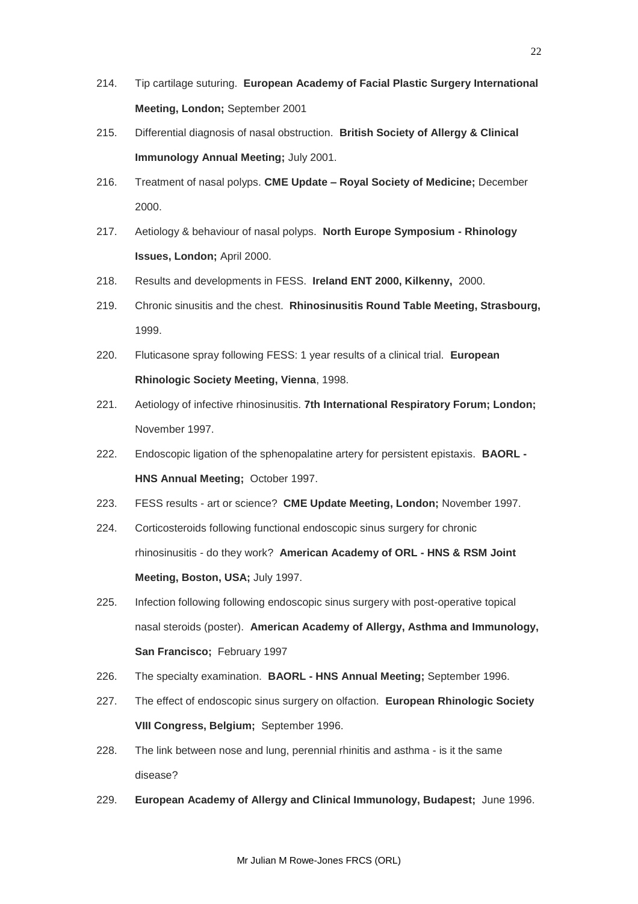214. Tip cartilage suturing. **European Academy of Facial Plastic Surgery International Meeting, London;** September 2001

215. Differential diagnosis of nasal obstruction. **British Society of Allergy & Clinical Immunology Annual Meeting;** July 2001.

216. Treatment of nasal polyps. **CME Update – Royal Society of Medicine;** December 2000.

217. Aetiology & behaviour of nasal polyps. **North Europe Symposium - Rhinology Issues, London;** April 2000.

218. Results and developments in FESS. **Ireland ENT 2000, Kilkenny,** 2000.

219. Chronic sinusitis and the chest. **Rhinosinusitis Round Table Meeting, Strasbourg,** 1999.

220. Fluticasone spray following FESS: 1 year results of a clinical trial. **European Rhinologic Society Meeting, Vienna**, 1998.

221. Aetiology of infective rhinosinusitis. **7th International Respiratory Forum; London;** November 1997.

222. Endoscopic ligation of the sphenopalatine artery for persistent epistaxis. **BAORL - HNS Annual Meeting;** October 1997.

223. FESS results - art or science? **CME Update Meeting, London;** November 1997.

224. Corticosteroids following functional endoscopic sinus surgery for chronic rhinosinusitis - do they work? **American Academy of ORL - HNS & RSM Joint Meeting, Boston, USA;** July 1997.

225. Infection following following endoscopic sinus surgery with post-operative topical nasal steroids (poster). **American Academy of Allergy, Asthma and Immunology, San Francisco;** February 1997

226. The specialty examination. **BAORL - HNS Annual Meeting;** September 1996.

227. The effect of endoscopic sinus surgery on olfaction. **European Rhinologic Society VIII Congress, Belgium;** September 1996.

228. The link between nose and lung, perennial rhinitis and asthma - is it the same disease?

229. **European Academy of Allergy and Clinical Immunology, Budapest;** June 1996.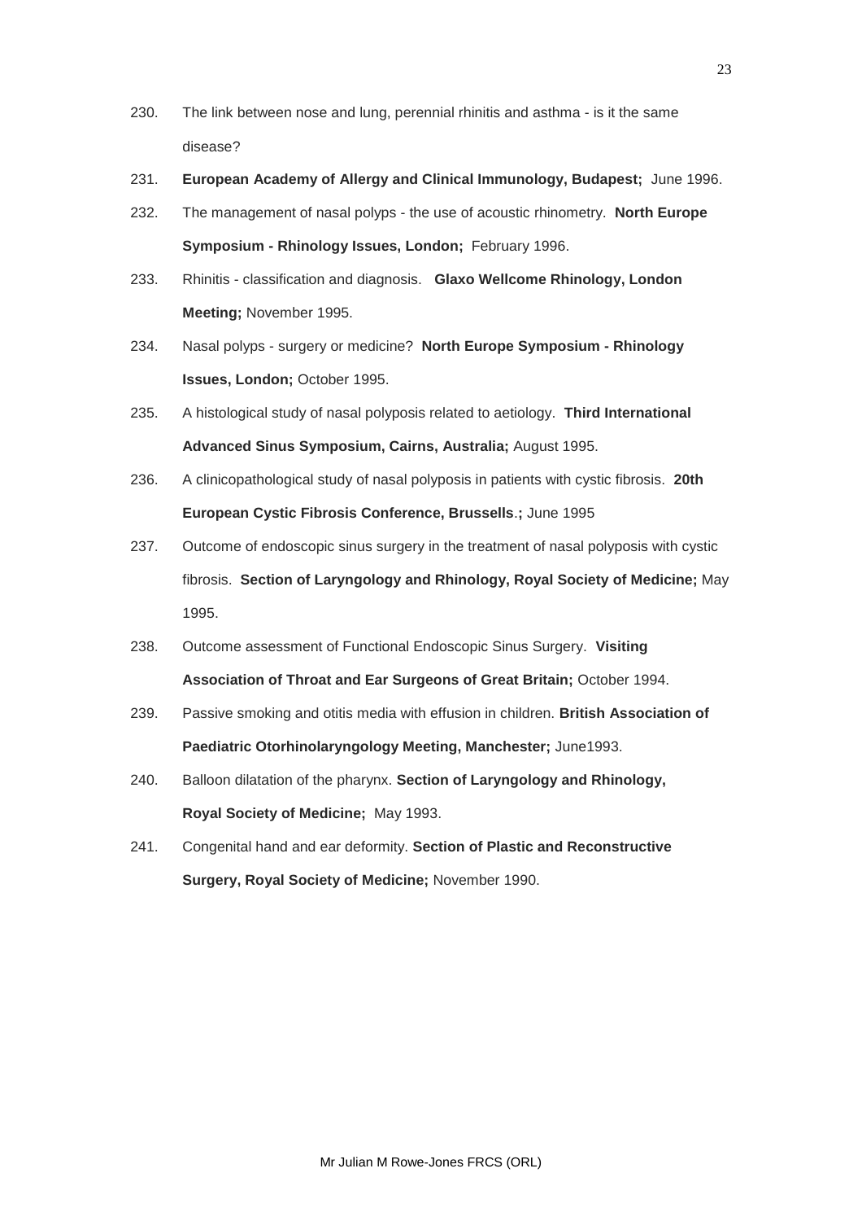230. The link between nose and lung, perennial rhinitis and asthma - is it the same disease?

231. **European Academy of Allergy and Clinical Immunology, Budapest;** June 1996.

232. The management of nasal polyps - the use of acoustic rhinometry. **North Europe Symposium - Rhinology Issues, London;** February 1996.

233. Rhinitis - classification and diagnosis. **Glaxo Wellcome Rhinology, London Meeting;** November 1995.

234. Nasal polyps - surgery or medicine? **North Europe Symposium - Rhinology Issues, London;** October 1995.

235. A histological study of nasal polyposis related to aetiology. **Third International Advanced Sinus Symposium, Cairns, Australia;** August 1995.

236. A clinicopathological study of nasal polyposis in patients with cystic fibrosis. **20th European Cystic Fibrosis Conference, Brussells.;** June 1995

237. Outcome of endoscopic sinus surgery in the treatment of nasal polyposis with cystic fibrosis. **Section of Laryngology and Rhinology, Royal Society of Medicine;** May 1995.

238. Outcome assessment of Functional Endoscopic Sinus Surgery. **Visiting Association of Throat and Ear Surgeons of Great Britain;** October 1994.

239. Passive smoking and otitis media with effusion in children. **British Association of Paediatric Otorhinolaryngology Meeting, Manchester;** June1993.

240. Balloon dilatation of the pharynx. **Section of Laryngology and Rhinology, Royal Society of Medicine;** May 1993.

241. Congenital hand and ear deformity. **Section of Plastic and Reconstructive Surgery, Royal Society of Medicine;** November 1990.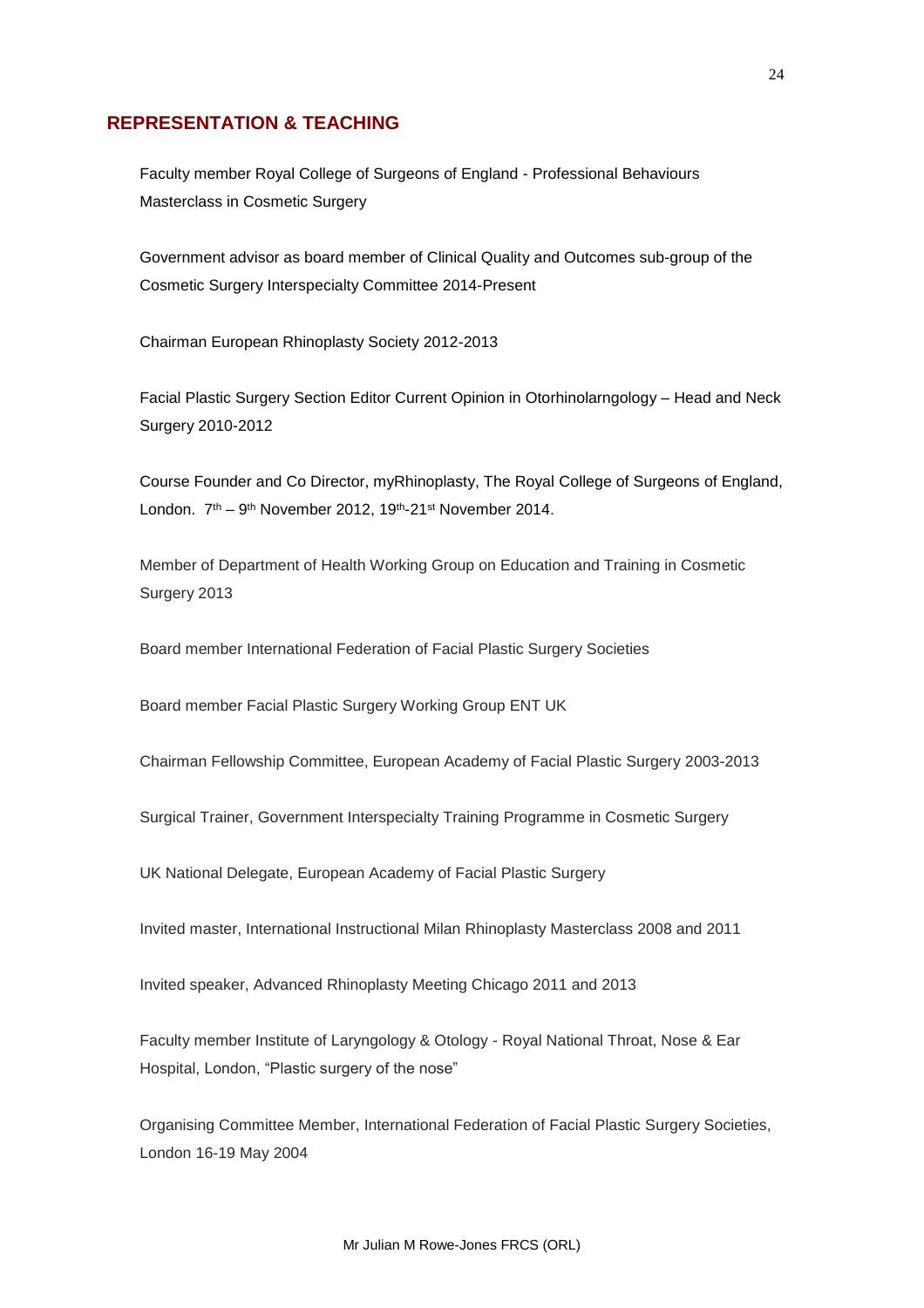## REPRESENTATION & TEACHING

Faculty member Royal College of Surgeons of England - Professional Behaviours Masterclass in Cosmetic Surgery

Government advisor as board member of Clinical Quality and Outcomes sub-group of the Cosmetic Surgery Interspecialty Committee 2014-Present

Chairman European Rhinoplasty Society 2012-2013

Facial Plastic Surgery Section Editor Current Opinion in Otorhinolarngology – Head and Neck Surgery 2010-2012

Course Founder and Co Director, myRhinoplasty, The Royal College of Surgeons of England, London. 7th – 9th November 2012, 19th-21st November 2014.

Member of Department of Health Working Group on Education and Training in Cosmetic Surgery 2013

Board member International Federation of Facial Plastic Surgery Societies

Board member Facial Plastic Surgery Working Group ENT UK

Chairman Fellowship Committee, European Academy of Facial Plastic Surgery 2003-2013

Surgical Trainer, Government Interspecialty Training Programme in Cosmetic Surgery

UK National Delegate, European Academy of Facial Plastic Surgery

Invited master, International Instructional Milan Rhinoplasty Masterclass 2008 and 2011

Invited speaker, Advanced Rhinoplasty Meeting Chicago 2011 and 2013

Faculty member Institute of Laryngology & Otology - Royal National Throat, Nose & Ear Hospital, London, "Plastic surgery of the nose"

Organising Committee Member, International Federation of Facial Plastic Surgery Societies, London 16-19 May 2004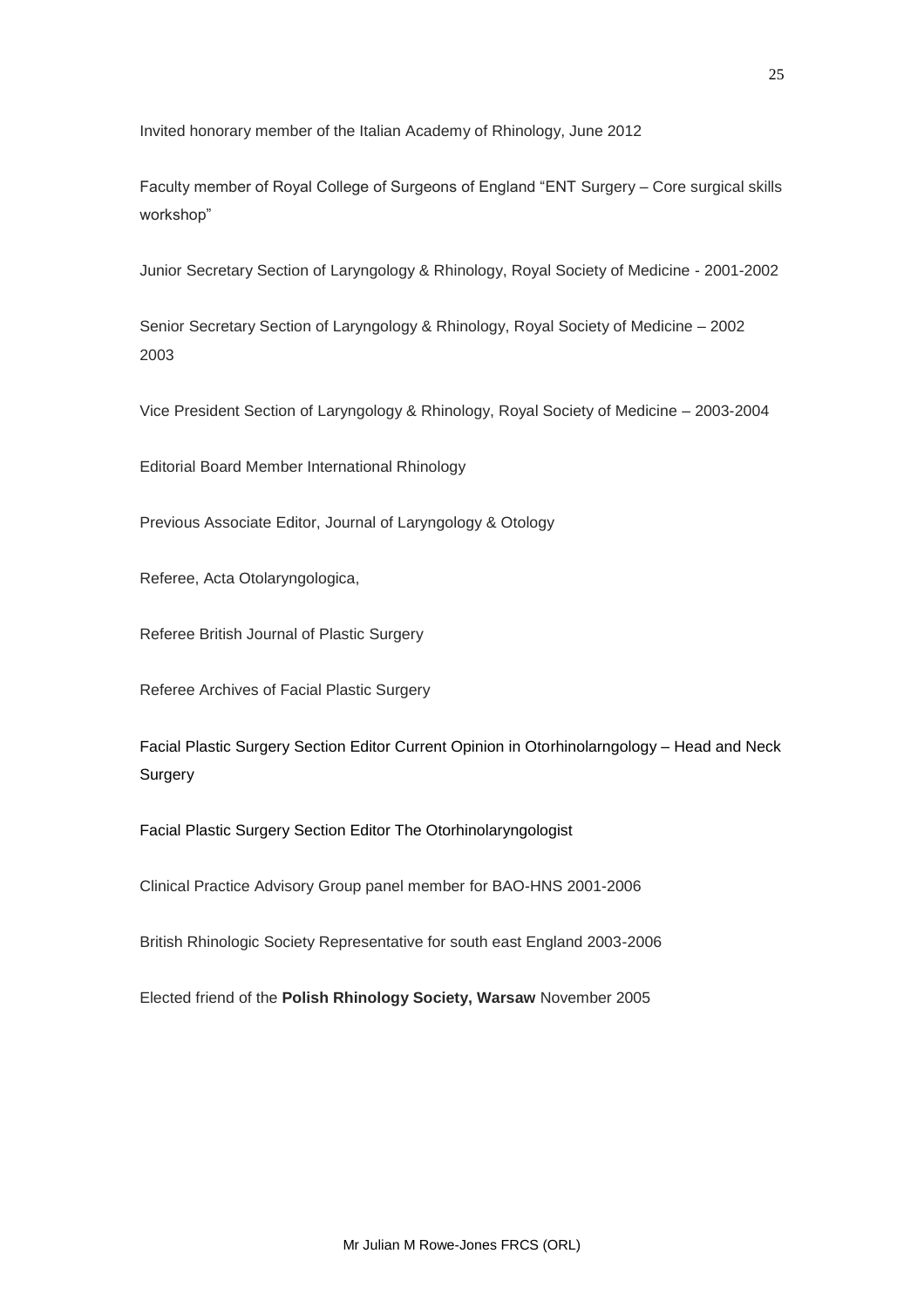Invited honorary member of the Italian Academy of Rhinology, June 2012

Faculty member of Royal College of Surgeons of England "ENT Surgery – Core surgical skills workshop"

Junior Secretary Section of Laryngology & Rhinology, Royal Society of Medicine - 2001-2002

Senior Secretary Section of Laryngology & Rhinology, Royal Society of Medicine – 2002 2003

Vice President Section of Laryngology & Rhinology, Royal Society of Medicine – 2003-2004

Editorial Board Member International Rhinology

Previous Associate Editor, Journal of Laryngology & Otology

Referee, Acta Otolaryngologica,

Referee British Journal of Plastic Surgery

Referee Archives of Facial Plastic Surgery

Facial Plastic Surgery Section Editor Current Opinion in Otorhinolarngology – Head and Neck Surgery

Facial Plastic Surgery Section Editor The Otorhinolaryngologist

Clinical Practice Advisory Group panel member for BAO-HNS 2001-2006

British Rhinologic Society Representative for south east England 2003-2006

Elected friend of the **Polish Rhinology Society, Warsaw** November 2005